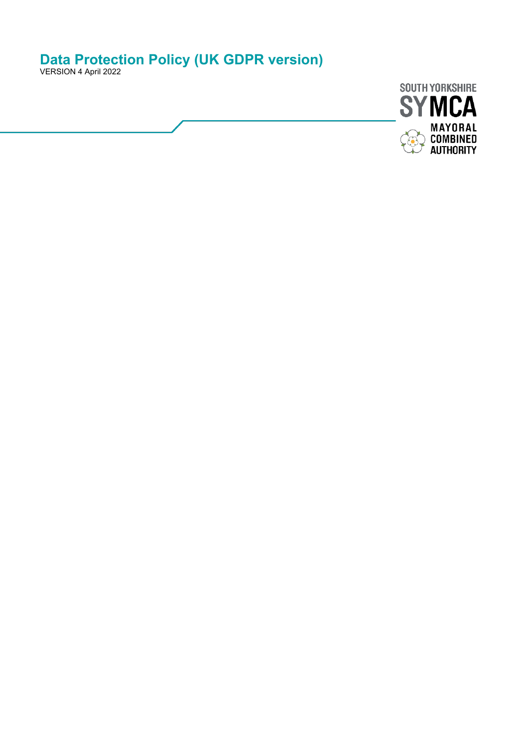# Data Protection Policy (UK GDPR version)

VERSION 4 April 2022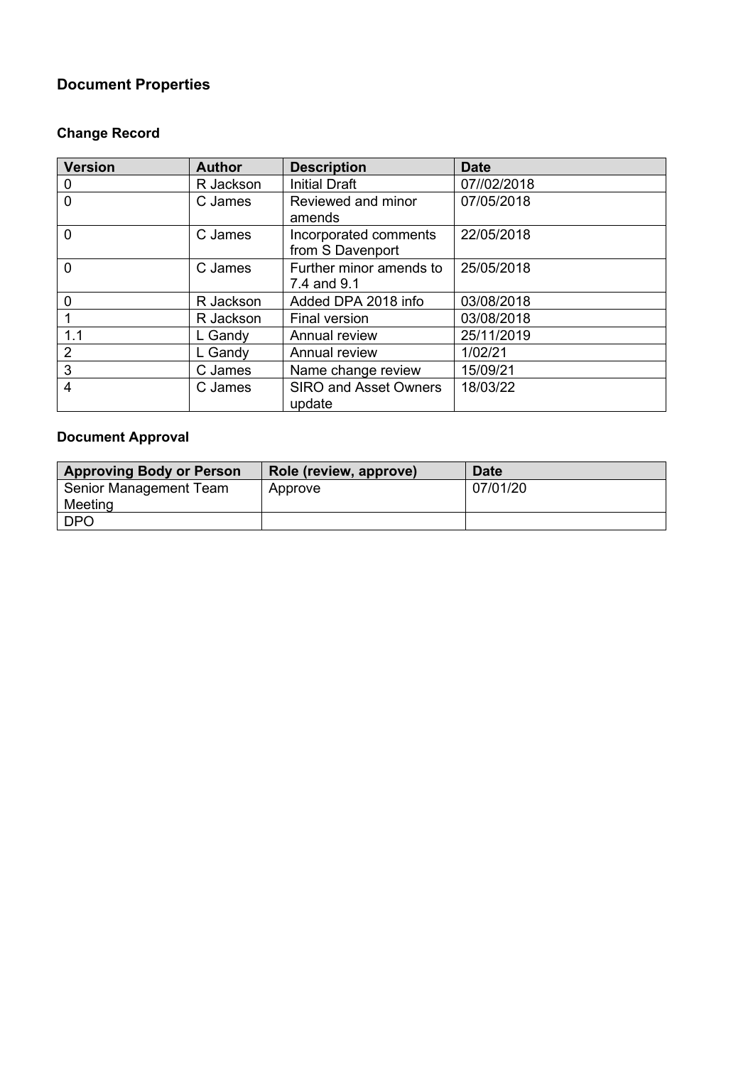## Document Properties

### Change Record

| Version | Author | Description | Date |
|---|---|---|---|
| 0 | R Jackson | Initial Draft | 07//02/2018 |
| 0 | C James | Reviewed and minor amends | 07/05/2018 |
| 0 | C James | Incorporated comments from S Davenport | 22/05/2018 |
| 0 | C James | Further minor amends to 7.4 and 9.1 | 25/05/2018 |
| 0 | R Jackson | Added DPA 2018 info | 03/08/2018 |
| 1 | R Jackson | Final version | 03/08/2018 |
| 1.1 | L Gandy | Annual review | 25/11/2019 |
| 2 | L Gandy | Annual review | 1/02/21 |
| 3 | C James | Name change review | 15/09/21 |
| 4 | C James | SIRO and Asset Owners update | 18/03/22 |

### Document Approval

| Approving Body or Person | Role (review, approve) | Date |
|---|---|---|
| Senior Management Team Meeting | Approve | 07/01/20 |
| DPO | | |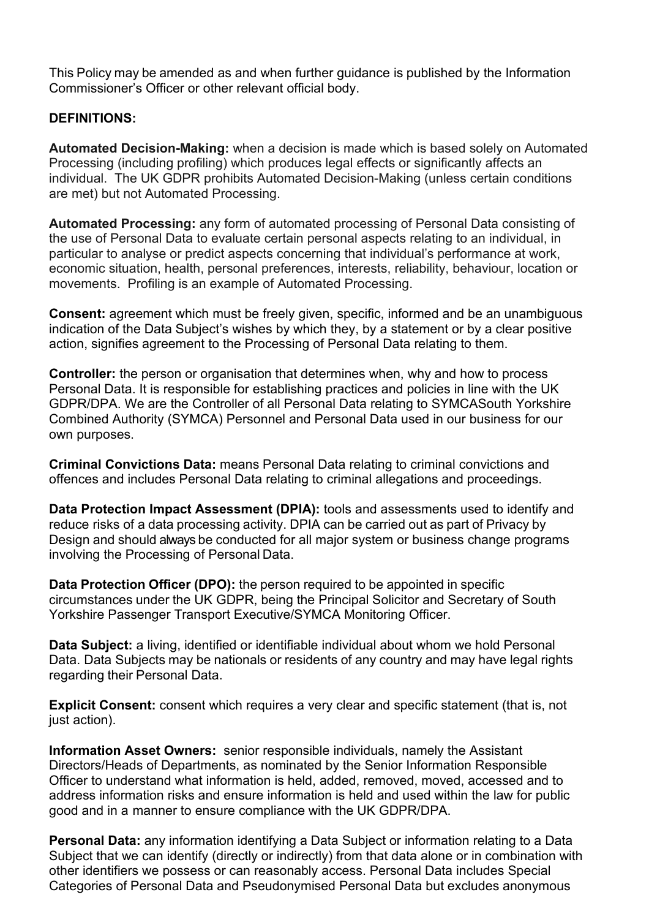This Policy may be amended as and when further guidance is published by the Information Commissioner's Officer or other relevant official body.

**DEFINITIONS:**

**Automated Decision-Making:** when a decision is made which is based solely on Automated Processing (including profiling) which produces legal effects or significantly affects an individual. The UK GDPR prohibits Automated Decision-Making (unless certain conditions are met) but not Automated Processing.

**Automated Processing:** any form of automated processing of Personal Data consisting of the use of Personal Data to evaluate certain personal aspects relating to an individual, in particular to analyse or predict aspects concerning that individual's performance at work, economic situation, health, personal preferences, interests, reliability, behaviour, location or movements. Profiling is an example of Automated Processing.

**Consent:** agreement which must be freely given, specific, informed and be an unambiguous indication of the Data Subject's wishes by which they, by a statement or by a clear positive action, signifies agreement to the Processing of Personal Data relating to them.

**Controller:** the person or organisation that determines when, why and how to process Personal Data. It is responsible for establishing practices and policies in line with the UK GDPR/DPA. We are the Controller of all Personal Data relating to SYMCASouth Yorkshire Combined Authority (SYMCA) Personnel and Personal Data used in our business for our own purposes.

**Criminal Convictions Data:** means Personal Data relating to criminal convictions and offences and includes Personal Data relating to criminal allegations and proceedings.

**Data Protection Impact Assessment (DPIA):** tools and assessments used to identify and reduce risks of a data processing activity. DPIA can be carried out as part of Privacy by Design and should always be conducted for all major system or business change programs involving the Processing of Personal Data.

**Data Protection Officer (DPO):** the person required to be appointed in specific circumstances under the UK GDPR, being the Principal Solicitor and Secretary of South Yorkshire Passenger Transport Executive/SYMCA Monitoring Officer.

**Data Subject:** a living, identified or identifiable individual about whom we hold Personal Data. Data Subjects may be nationals or residents of any country and may have legal rights regarding their Personal Data.

**Explicit Consent:** consent which requires a very clear and specific statement (that is, not just action).

**Information Asset Owners:** senior responsible individuals, namely the Assistant Directors/Heads of Departments, as nominated by the Senior Information Responsible Officer to understand what information is held, added, removed, moved, accessed and to address information risks and ensure information is held and used within the law for public good and in a manner to ensure compliance with the UK GDPR/DPA.

**Personal Data:** any information identifying a Data Subject or information relating to a Data Subject that we can identify (directly or indirectly) from that data alone or in combination with other identifiers we possess or can reasonably access. Personal Data includes Special Categories of Personal Data and Pseudonymised Personal Data but excludes anonymous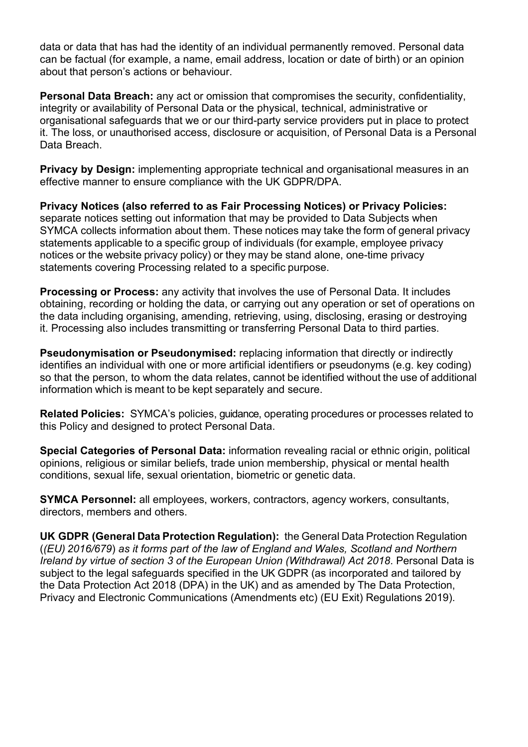data or data that has had the identity of an individual permanently removed. Personal data can be factual (for example, a name, email address, location or date of birth) or an opinion about that person's actions or behaviour.

**Personal Data Breach:** any act or omission that compromises the security, confidentiality, integrity or availability of Personal Data or the physical, technical, administrative or organisational safeguards that we or our third-party service providers put in place to protect it. The loss, or unauthorised access, disclosure or acquisition, of Personal Data is a Personal Data Breach.

**Privacy by Design:** implementing appropriate technical and organisational measures in an effective manner to ensure compliance with the UK GDPR/DPA.

**Privacy Notices (also referred to as Fair Processing Notices) or Privacy Policies:** separate notices setting out information that may be provided to Data Subjects when SYMCA collects information about them. These notices may take the form of general privacy statements applicable to a specific group of individuals (for example, employee privacy notices or the website privacy policy) or they may be stand alone, one-time privacy statements covering Processing related to a specific purpose.

**Processing or Process:** any activity that involves the use of Personal Data. It includes obtaining, recording or holding the data, or carrying out any operation or set of operations on the data including organising, amending, retrieving, using, disclosing, erasing or destroying it. Processing also includes transmitting or transferring Personal Data to third parties.

**Pseudonymisation or Pseudonymised:** replacing information that directly or indirectly identifies an individual with one or more artificial identifiers or pseudonyms (e.g. key coding) so that the person, to whom the data relates, cannot be identified without the use of additional information which is meant to be kept separately and secure.

**Related Policies:** SYMCA's policies, guidance, operating procedures or processes related to this Policy and designed to protect Personal Data.

**Special Categories of Personal Data:** information revealing racial or ethnic origin, political opinions, religious or similar beliefs, trade union membership, physical or mental health conditions, sexual life, sexual orientation, biometric or genetic data.

**SYMCA Personnel:** all employees, workers, contractors, agency workers, consultants, directors, members and others.

**UK GDPR (General Data Protection Regulation):** the General Data Protection Regulation (*(EU) 2016/679*) *as it forms part of the law of England and Wales, Scotland and Northern Ireland by virtue of section 3 of the European Union (Withdrawal) Act 2018*. Personal Data is subject to the legal safeguards specified in the UK GDPR (as incorporated and tailored by the Data Protection Act 2018 (DPA) in the UK) and as amended by The Data Protection, Privacy and Electronic Communications (Amendments etc) (EU Exit) Regulations 2019).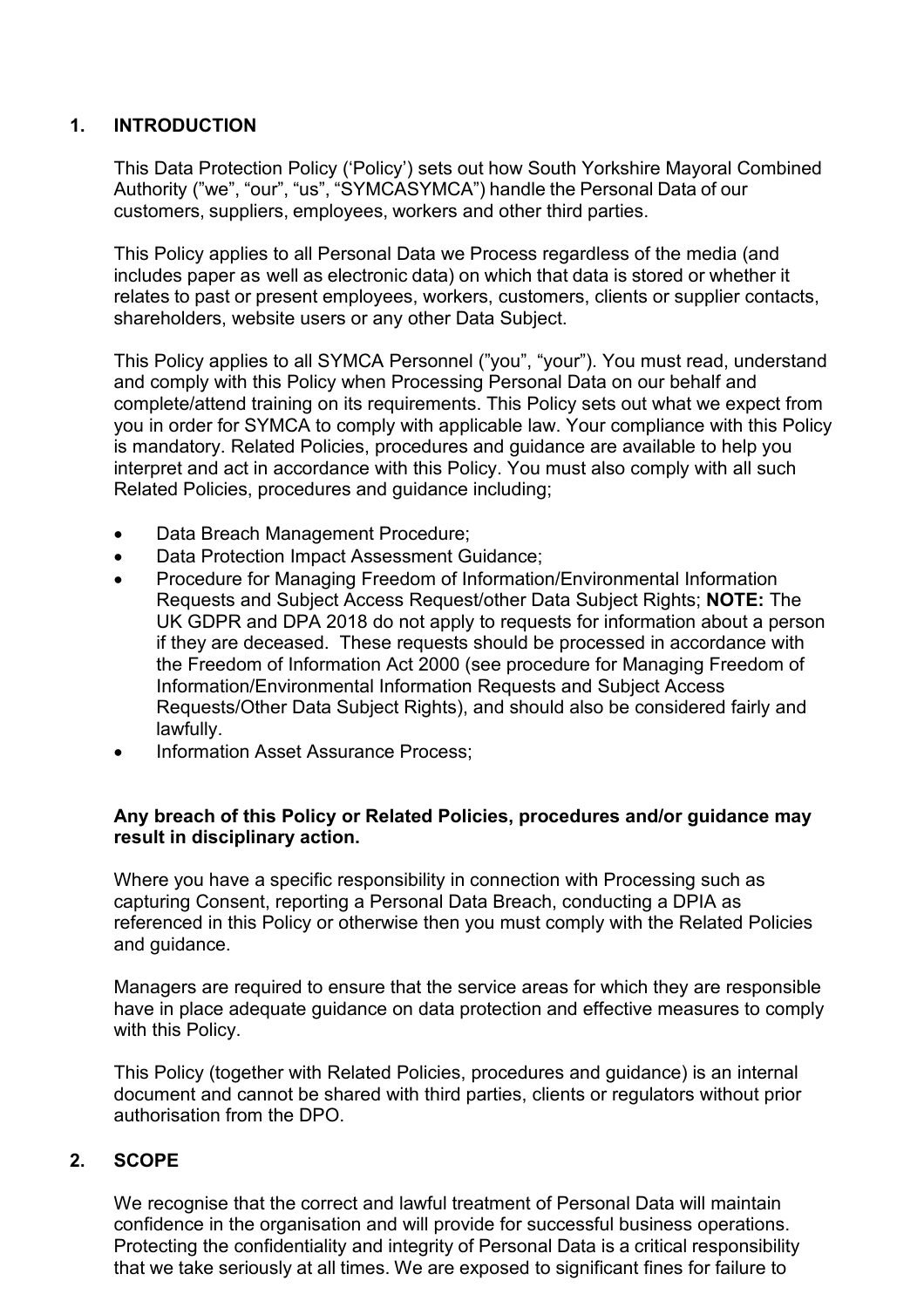## 1. INTRODUCTION

This Data Protection Policy ('Policy') sets out how South Yorkshire Mayoral Combined Authority ("we", "our", "us", "SYMCASYMCA") handle the Personal Data of our customers, suppliers, employees, workers and other third parties.

This Policy applies to all Personal Data we Process regardless of the media (and includes paper as well as electronic data) on which that data is stored or whether it relates to past or present employees, workers, customers, clients or supplier contacts, shareholders, website users or any other Data Subject.

This Policy applies to all SYMCA Personnel ("you", "your"). You must read, understand and comply with this Policy when Processing Personal Data on our behalf and complete/attend training on its requirements. This Policy sets out what we expect from you in order for SYMCA to comply with applicable law. Your compliance with this Policy is mandatory. Related Policies, procedures and guidance are available to help you interpret and act in accordance with this Policy. You must also comply with all such Related Policies, procedures and guidance including;

- Data Breach Management Procedure;
- Data Protection Impact Assessment Guidance;
- Procedure for Managing Freedom of Information/Environmental Information Requests and Subject Access Request/other Data Subject Rights; **NOTE:** The UK GDPR and DPA 2018 do not apply to requests for information about a person if they are deceased. These requests should be processed in accordance with the Freedom of Information Act 2000 (see procedure for Managing Freedom of Information/Environmental Information Requests and Subject Access Requests/Other Data Subject Rights), and should also be considered fairly and lawfully.
- Information Asset Assurance Process;

**Any breach of this Policy or Related Policies, procedures and/or guidance may result in disciplinary action.**

Where you have a specific responsibility in connection with Processing such as capturing Consent, reporting a Personal Data Breach, conducting a DPIA as referenced in this Policy or otherwise then you must comply with the Related Policies and guidance.

Managers are required to ensure that the service areas for which they are responsible have in place adequate guidance on data protection and effective measures to comply with this Policy.

This Policy (together with Related Policies, procedures and guidance) is an internal document and cannot be shared with third parties, clients or regulators without prior authorisation from the DPO.

## 2. SCOPE

We recognise that the correct and lawful treatment of Personal Data will maintain confidence in the organisation and will provide for successful business operations. Protecting the confidentiality and integrity of Personal Data is a critical responsibility that we take seriously at all times. We are exposed to significant fines for failure to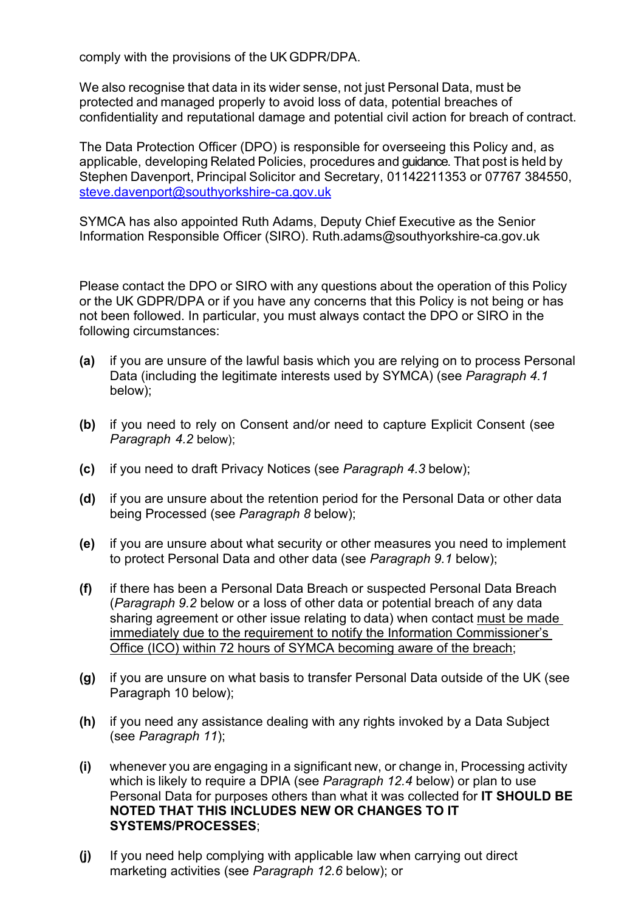comply with the provisions of the UK GDPR/DPA.

We also recognise that data in its wider sense, not just Personal Data, must be protected and managed properly to avoid loss of data, potential breaches of confidentiality and reputational damage and potential civil action for breach of contract.

The Data Protection Officer (DPO) is responsible for overseeing this Policy and, as applicable, developing Related Policies, procedures and guidance. That post is held by Stephen Davenport, Principal Solicitor and Secretary, 01142211353 or 07767 384550, [steve.davenport@southyorkshire-ca.gov.uk](mailto:steve.davenport@southyorkshire-ca.gov.uk)

SYMCA has also appointed Ruth Adams, Deputy Chief Executive as the Senior Information Responsible Officer (SIRO). Ruth.adams@southyorkshire-ca.gov.uk

Please contact the DPO or SIRO with any questions about the operation of this Policy or the UK GDPR/DPA or if you have any concerns that this Policy is not being or has not been followed. In particular, you must always contact the DPO or SIRO in the following circumstances:

**(a)** if you are unsure of the lawful basis which you are relying on to process Personal Data (including the legitimate interests used by SYMCA) (see *Paragraph 4.1* below);

**(b)** if you need to rely on Consent and/or need to capture Explicit Consent (see *Paragraph 4.2* below);

**(c)** if you need to draft Privacy Notices (see *Paragraph 4.3* below);

**(d)** if you are unsure about the retention period for the Personal Data or other data being Processed (see *Paragraph 8* below);

**(e)** if you are unsure about what security or other measures you need to implement to protect Personal Data and other data (see *Paragraph 9.1* below);

**(f)** if there has been a Personal Data Breach or suspected Personal Data Breach (*Paragraph 9.2* below or a loss of other data or potential breach of any data sharing agreement or other issue relating to data) when contact <u>must be made immediately due to the requirement to notify the Information Commissioner's Office (ICO) within 72 hours of SYMCA becoming aware of the breach</u>;

**(g)** if you are unsure on what basis to transfer Personal Data outside of the UK (see Paragraph 10 below);

**(h)** if you need any assistance dealing with any rights invoked by a Data Subject (see *Paragraph 11*);

**(i)** whenever you are engaging in a significant new, or change in, Processing activity which is likely to require a DPIA (see *Paragraph 12.4* below) or plan to use Personal Data for purposes others than what it was collected for **IT SHOULD BE NOTED THAT THIS INCLUDES NEW OR CHANGES TO IT SYSTEMS/PROCESSES**;

**(j)** If you need help complying with applicable law when carrying out direct marketing activities (see *Paragraph 12.6* below); or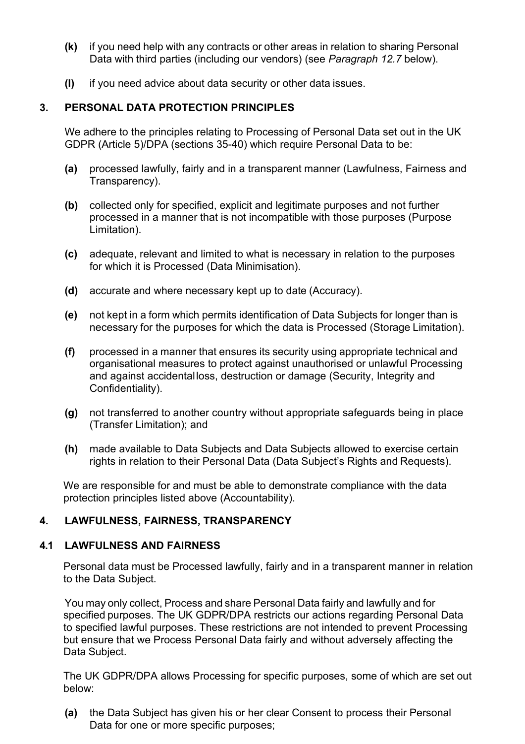**(k)** if you need help with any contracts or other areas in relation to sharing Personal Data with third parties (including our vendors) (see *Paragraph 12.7* below).

**(l)** if you need advice about data security or other data issues.

## 3. PERSONAL DATA PROTECTION PRINCIPLES

We adhere to the principles relating to Processing of Personal Data set out in the UK GDPR (Article 5)/DPA (sections 35-40) which require Personal Data to be:

**(a)** processed lawfully, fairly and in a transparent manner (Lawfulness, Fairness and Transparency).

**(b)** collected only for specified, explicit and legitimate purposes and not further processed in a manner that is not incompatible with those purposes (Purpose Limitation).

**(c)** adequate, relevant and limited to what is necessary in relation to the purposes for which it is Processed (Data Minimisation).

**(d)** accurate and where necessary kept up to date (Accuracy).

**(e)** not kept in a form which permits identification of Data Subjects for longer than is necessary for the purposes for which the data is Processed (Storage Limitation).

**(f)** processed in a manner that ensures its security using appropriate technical and organisational measures to protect against unauthorised or unlawful Processing and against accidental loss, destruction or damage (Security, Integrity and Confidentiality).

**(g)** not transferred to another country without appropriate safeguards being in place (Transfer Limitation); and

**(h)** made available to Data Subjects and Data Subjects allowed to exercise certain rights in relation to their Personal Data (Data Subject's Rights and Requests).

We are responsible for and must be able to demonstrate compliance with the data protection principles listed above (Accountability).

## 4. LAWFULNESS, FAIRNESS, TRANSPARENCY

### 4.1 LAWFULNESS AND FAIRNESS

Personal data must be Processed lawfully, fairly and in a transparent manner in relation to the Data Subject.

You may only collect, Process and share Personal Data fairly and lawfully and for specified purposes. The UK GDPR/DPA restricts our actions regarding Personal Data to specified lawful purposes. These restrictions are not intended to prevent Processing but ensure that we Process Personal Data fairly and without adversely affecting the Data Subject.

The UK GDPR/DPA allows Processing for specific purposes, some of which are set out below:

**(a)** the Data Subject has given his or her clear Consent to process their Personal Data for one or more specific purposes;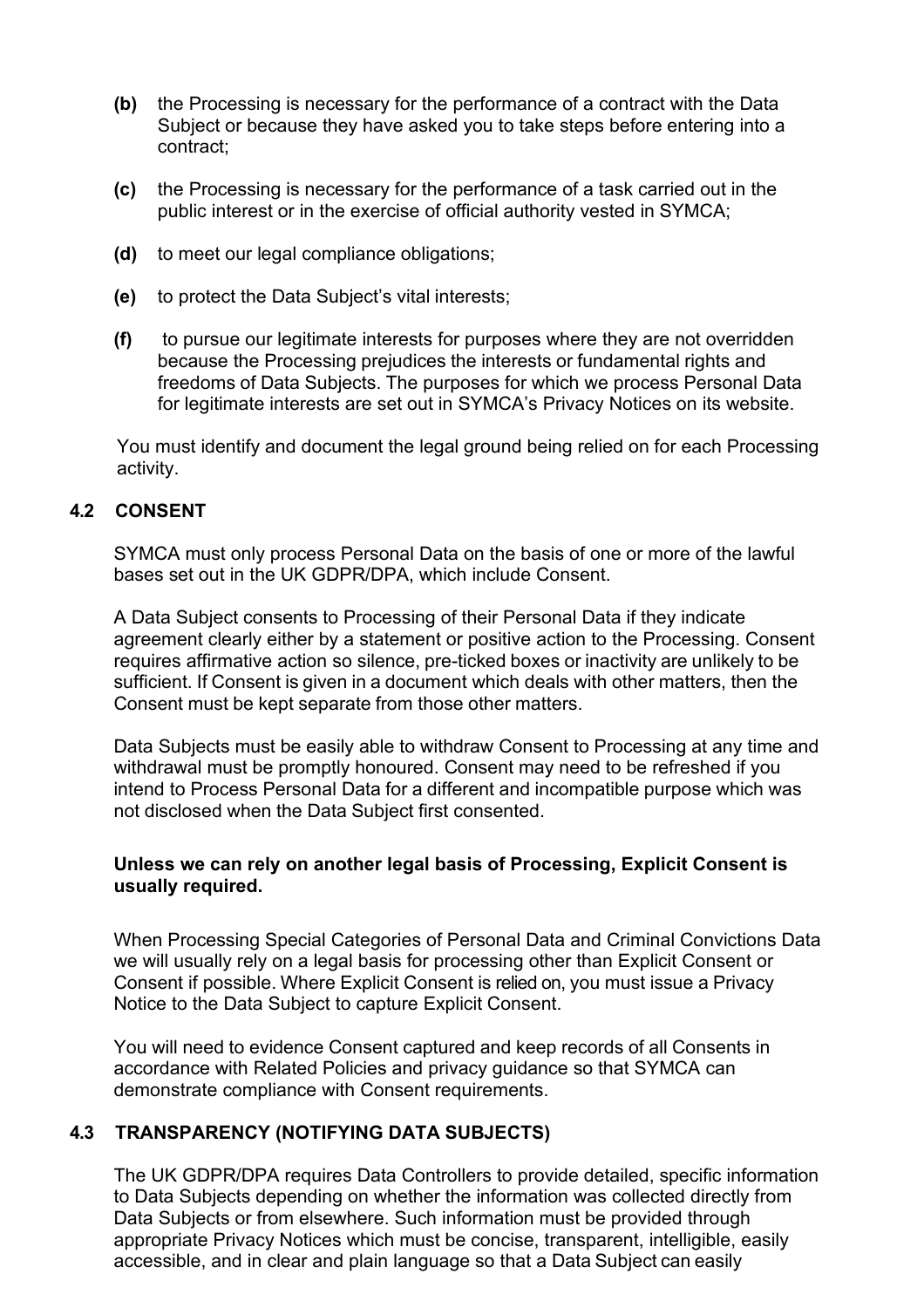- **(b)** the Processing is necessary for the performance of a contract with the Data Subject or because they have asked you to take steps before entering into a contract;
- **(c)** the Processing is necessary for the performance of a task carried out in the public interest or in the exercise of official authority vested in SYMCA;
- **(d)** to meet our legal compliance obligations;
- **(e)** to protect the Data Subject's vital interests;
- **(f)** to pursue our legitimate interests for purposes where they are not overridden because the Processing prejudices the interests or fundamental rights and freedoms of Data Subjects. The purposes for which we process Personal Data for legitimate interests are set out in SYMCA's Privacy Notices on its website.

You must identify and document the legal ground being relied on for each Processing activity.

### 4.2 CONSENT

SYMCA must only process Personal Data on the basis of one or more of the lawful bases set out in the UK GDPR/DPA, which include Consent.

A Data Subject consents to Processing of their Personal Data if they indicate agreement clearly either by a statement or positive action to the Processing. Consent requires affirmative action so silence, pre-ticked boxes or inactivity are unlikely to be sufficient. If Consent is given in a document which deals with other matters, then the Consent must be kept separate from those other matters.

Data Subjects must be easily able to withdraw Consent to Processing at any time and withdrawal must be promptly honoured. Consent may need to be refreshed if you intend to Process Personal Data for a different and incompatible purpose which was not disclosed when the Data Subject first consented.

**Unless we can rely on another legal basis of Processing, Explicit Consent is usually required.**

When Processing Special Categories of Personal Data and Criminal Convictions Data we will usually rely on a legal basis for processing other than Explicit Consent or Consent if possible. Where Explicit Consent is relied on, you must issue a Privacy Notice to the Data Subject to capture Explicit Consent.

You will need to evidence Consent captured and keep records of all Consents in accordance with Related Policies and privacy guidance so that SYMCA can demonstrate compliance with Consent requirements.

### 4.3 TRANSPARENCY (NOTIFYING DATA SUBJECTS)

The UK GDPR/DPA requires Data Controllers to provide detailed, specific information to Data Subjects depending on whether the information was collected directly from Data Subjects or from elsewhere. Such information must be provided through appropriate Privacy Notices which must be concise, transparent, intelligible, easily accessible, and in clear and plain language so that a Data Subject can easily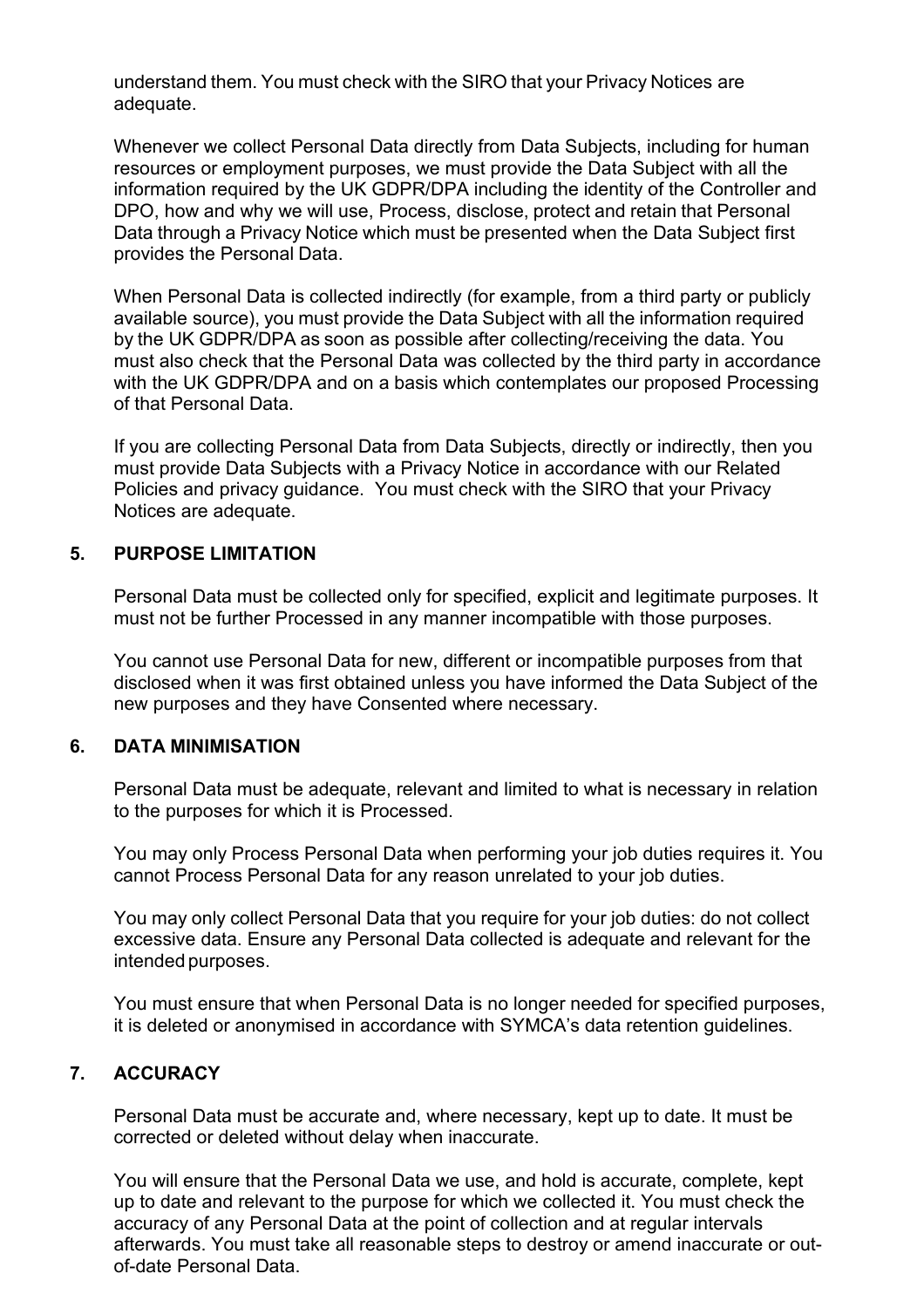understand them. You must check with the SIRO that your Privacy Notices are adequate.

Whenever we collect Personal Data directly from Data Subjects, including for human resources or employment purposes, we must provide the Data Subject with all the information required by the UK GDPR/DPA including the identity of the Controller and DPO, how and why we will use, Process, disclose, protect and retain that Personal Data through a Privacy Notice which must be presented when the Data Subject first provides the Personal Data.

When Personal Data is collected indirectly (for example, from a third party or publicly available source), you must provide the Data Subject with all the information required by the UK GDPR/DPA as soon as possible after collecting/receiving the data. You must also check that the Personal Data was collected by the third party in accordance with the UK GDPR/DPA and on a basis which contemplates our proposed Processing of that Personal Data.

If you are collecting Personal Data from Data Subjects, directly or indirectly, then you must provide Data Subjects with a Privacy Notice in accordance with our Related Policies and privacy guidance. You must check with the SIRO that your Privacy Notices are adequate.

## 5. PURPOSE LIMITATION

Personal Data must be collected only for specified, explicit and legitimate purposes. It must not be further Processed in any manner incompatible with those purposes.

You cannot use Personal Data for new, different or incompatible purposes from that disclosed when it was first obtained unless you have informed the Data Subject of the new purposes and they have Consented where necessary.

## 6. DATA MINIMISATION

Personal Data must be adequate, relevant and limited to what is necessary in relation to the purposes for which it is Processed.

You may only Process Personal Data when performing your job duties requires it. You cannot Process Personal Data for any reason unrelated to your job duties.

You may only collect Personal Data that you require for your job duties: do not collect excessive data. Ensure any Personal Data collected is adequate and relevant for the intended purposes.

You must ensure that when Personal Data is no longer needed for specified purposes, it is deleted or anonymised in accordance with SYMCA's data retention guidelines.

## 7. ACCURACY

Personal Data must be accurate and, where necessary, kept up to date. It must be corrected or deleted without delay when inaccurate.

You will ensure that the Personal Data we use, and hold is accurate, complete, kept up to date and relevant to the purpose for which we collected it. You must check the accuracy of any Personal Data at the point of collection and at regular intervals afterwards. You must take all reasonable steps to destroy or amend inaccurate or out-of-date Personal Data.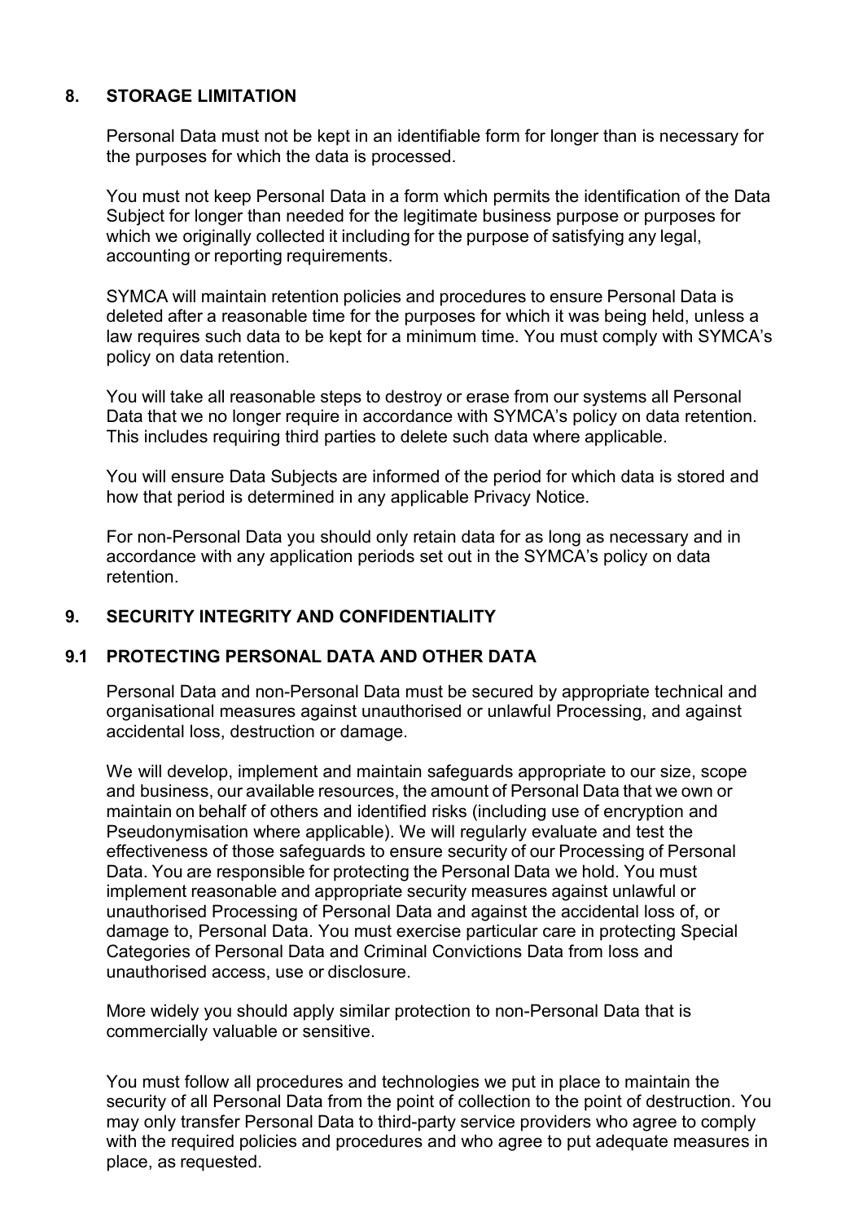## 8. STORAGE LIMITATION

Personal Data must not be kept in an identifiable form for longer than is necessary for the purposes for which the data is processed.

You must not keep Personal Data in a form which permits the identification of the Data Subject for longer than needed for the legitimate business purpose or purposes for which we originally collected it including for the purpose of satisfying any legal, accounting or reporting requirements.

SYMCA will maintain retention policies and procedures to ensure Personal Data is deleted after a reasonable time for the purposes for which it was being held, unless a law requires such data to be kept for a minimum time. You must comply with SYMCA's policy on data retention.

You will take all reasonable steps to destroy or erase from our systems all Personal Data that we no longer require in accordance with SYMCA's policy on data retention. This includes requiring third parties to delete such data where applicable.

You will ensure Data Subjects are informed of the period for which data is stored and how that period is determined in any applicable Privacy Notice.

For non-Personal Data you should only retain data for as long as necessary and in accordance with any application periods set out in the SYMCA's policy on data retention.

## 9. SECURITY INTEGRITY AND CONFIDENTIALITY

### 9.1 PROTECTING PERSONAL DATA AND OTHER DATA

Personal Data and non-Personal Data must be secured by appropriate technical and organisational measures against unauthorised or unlawful Processing, and against accidental loss, destruction or damage.

We will develop, implement and maintain safeguards appropriate to our size, scope and business, our available resources, the amount of Personal Data that we own or maintain on behalf of others and identified risks (including use of encryption and Pseudonymisation where applicable). We will regularly evaluate and test the effectiveness of those safeguards to ensure security of our Processing of Personal Data. You are responsible for protecting the Personal Data we hold. You must implement reasonable and appropriate security measures against unlawful or unauthorised Processing of Personal Data and against the accidental loss of, or damage to, Personal Data. You must exercise particular care in protecting Special Categories of Personal Data and Criminal Convictions Data from loss and unauthorised access, use or disclosure.

More widely you should apply similar protection to non-Personal Data that is commercially valuable or sensitive.

You must follow all procedures and technologies we put in place to maintain the security of all Personal Data from the point of collection to the point of destruction. You may only transfer Personal Data to third-party service providers who agree to comply with the required policies and procedures and who agree to put adequate measures in place, as requested.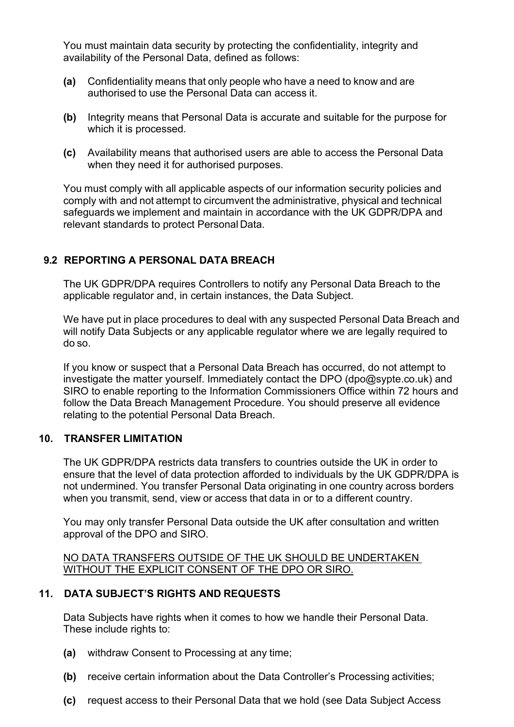You must maintain data security by protecting the confidentiality, integrity and availability of the Personal Data, defined as follows:

**(a)** Confidentiality means that only people who have a need to know and are authorised to use the Personal Data can access it.

**(b)** Integrity means that Personal Data is accurate and suitable for the purpose for which it is processed.

**(c)** Availability means that authorised users are able to access the Personal Data when they need it for authorised purposes.

You must comply with all applicable aspects of our information security policies and comply with and not attempt to circumvent the administrative, physical and technical safeguards we implement and maintain in accordance with the UK GDPR/DPA and relevant standards to protect Personal Data.

### 9.2 REPORTING A PERSONAL DATA BREACH

The UK GDPR/DPA requires Controllers to notify any Personal Data Breach to the applicable regulator and, in certain instances, the Data Subject.

We have put in place procedures to deal with any suspected Personal Data Breach and will notify Data Subjects or any applicable regulator where we are legally required to do so.

If you know or suspect that a Personal Data Breach has occurred, do not attempt to investigate the matter yourself. Immediately contact the DPO (dpo@sypte.co.uk) and SIRO to enable reporting to the Information Commissioners Office within 72 hours and follow the Data Breach Management Procedure. You should preserve all evidence relating to the potential Personal Data Breach.

## 10. TRANSFER LIMITATION

The UK GDPR/DPA restricts data transfers to countries outside the UK in order to ensure that the level of data protection afforded to individuals by the UK GDPR/DPA is not undermined. You transfer Personal Data originating in one country across borders when you transmit, send, view or access that data in or to a different country.

You may only transfer Personal Data outside the UK after consultation and written approval of the DPO and SIRO.

<u>NO DATA TRANSFERS OUTSIDE OF THE UK SHOULD BE UNDERTAKEN WITHOUT THE EXPLICIT CONSENT OF THE DPO OR SIRO.</u>

## 11. DATA SUBJECT'S RIGHTS AND REQUESTS

Data Subjects have rights when it comes to how we handle their Personal Data. These include rights to:

**(a)** withdraw Consent to Processing at any time;

**(b)** receive certain information about the Data Controller's Processing activities;

**(c)** request access to their Personal Data that we hold (see Data Subject Access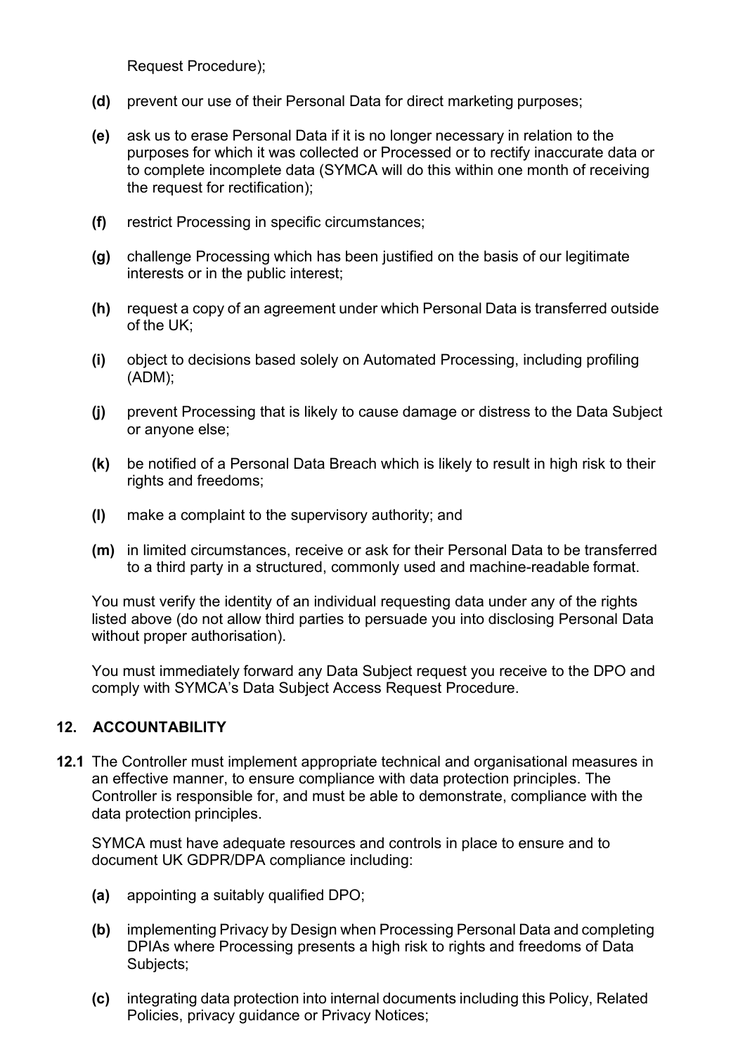Request Procedure);

- **(d)** prevent our use of their Personal Data for direct marketing purposes;
- **(e)** ask us to erase Personal Data if it is no longer necessary in relation to the purposes for which it was collected or Processed or to rectify inaccurate data or to complete incomplete data (SYMCA will do this within one month of receiving the request for rectification);
- **(f)** restrict Processing in specific circumstances;
- **(g)** challenge Processing which has been justified on the basis of our legitimate interests or in the public interest;
- **(h)** request a copy of an agreement under which Personal Data is transferred outside of the UK;
- **(i)** object to decisions based solely on Automated Processing, including profiling (ADM);
- **(j)** prevent Processing that is likely to cause damage or distress to the Data Subject or anyone else;
- **(k)** be notified of a Personal Data Breach which is likely to result in high risk to their rights and freedoms;
- **(l)** make a complaint to the supervisory authority; and
- **(m)** in limited circumstances, receive or ask for their Personal Data to be transferred to a third party in a structured, commonly used and machine-readable format.

You must verify the identity of an individual requesting data under any of the rights listed above (do not allow third parties to persuade you into disclosing Personal Data without proper authorisation).

You must immediately forward any Data Subject request you receive to the DPO and comply with SYMCA's Data Subject Access Request Procedure.

## 12. ACCOUNTABILITY

**12.1** The Controller must implement appropriate technical and organisational measures in an effective manner, to ensure compliance with data protection principles. The Controller is responsible for, and must be able to demonstrate, compliance with the data protection principles.

SYMCA must have adequate resources and controls in place to ensure and to document UK GDPR/DPA compliance including:

- **(a)** appointing a suitably qualified DPO;
- **(b)** implementing Privacy by Design when Processing Personal Data and completing DPIAs where Processing presents a high risk to rights and freedoms of Data Subjects;
- **(c)** integrating data protection into internal documents including this Policy, Related Policies, privacy guidance or Privacy Notices;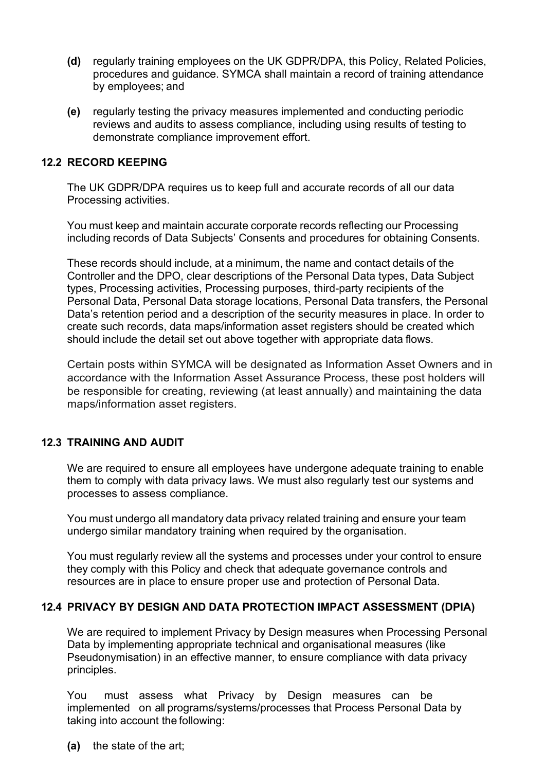**(d)** regularly training employees on the UK GDPR/DPA, this Policy, Related Policies, procedures and guidance. SYMCA shall maintain a record of training attendance by employees; and

**(e)** regularly testing the privacy measures implemented and conducting periodic reviews and audits to assess compliance, including using results of testing to demonstrate compliance improvement effort.

### 12.2 RECORD KEEPING

The UK GDPR/DPA requires us to keep full and accurate records of all our data Processing activities.

You must keep and maintain accurate corporate records reflecting our Processing including records of Data Subjects' Consents and procedures for obtaining Consents.

These records should include, at a minimum, the name and contact details of the Controller and the DPO, clear descriptions of the Personal Data types, Data Subject types, Processing activities, Processing purposes, third-party recipients of the Personal Data, Personal Data storage locations, Personal Data transfers, the Personal Data's retention period and a description of the security measures in place. In order to create such records, data maps/information asset registers should be created which should include the detail set out above together with appropriate data flows.

Certain posts within SYMCA will be designated as Information Asset Owners and in accordance with the Information Asset Assurance Process, these post holders will be responsible for creating, reviewing (at least annually) and maintaining the data maps/information asset registers.

### 12.3 TRAINING AND AUDIT

We are required to ensure all employees have undergone adequate training to enable them to comply with data privacy laws. We must also regularly test our systems and processes to assess compliance.

You must undergo all mandatory data privacy related training and ensure your team undergo similar mandatory training when required by the organisation.

You must regularly review all the systems and processes under your control to ensure they comply with this Policy and check that adequate governance controls and resources are in place to ensure proper use and protection of Personal Data.

### 12.4 PRIVACY BY DESIGN AND DATA PROTECTION IMPACT ASSESSMENT (DPIA)

We are required to implement Privacy by Design measures when Processing Personal Data by implementing appropriate technical and organisational measures (like Pseudonymisation) in an effective manner, to ensure compliance with data privacy principles.

You must assess what Privacy by Design measures can be implemented on all programs/systems/processes that Process Personal Data by taking into account the following:

**(a)** the state of the art;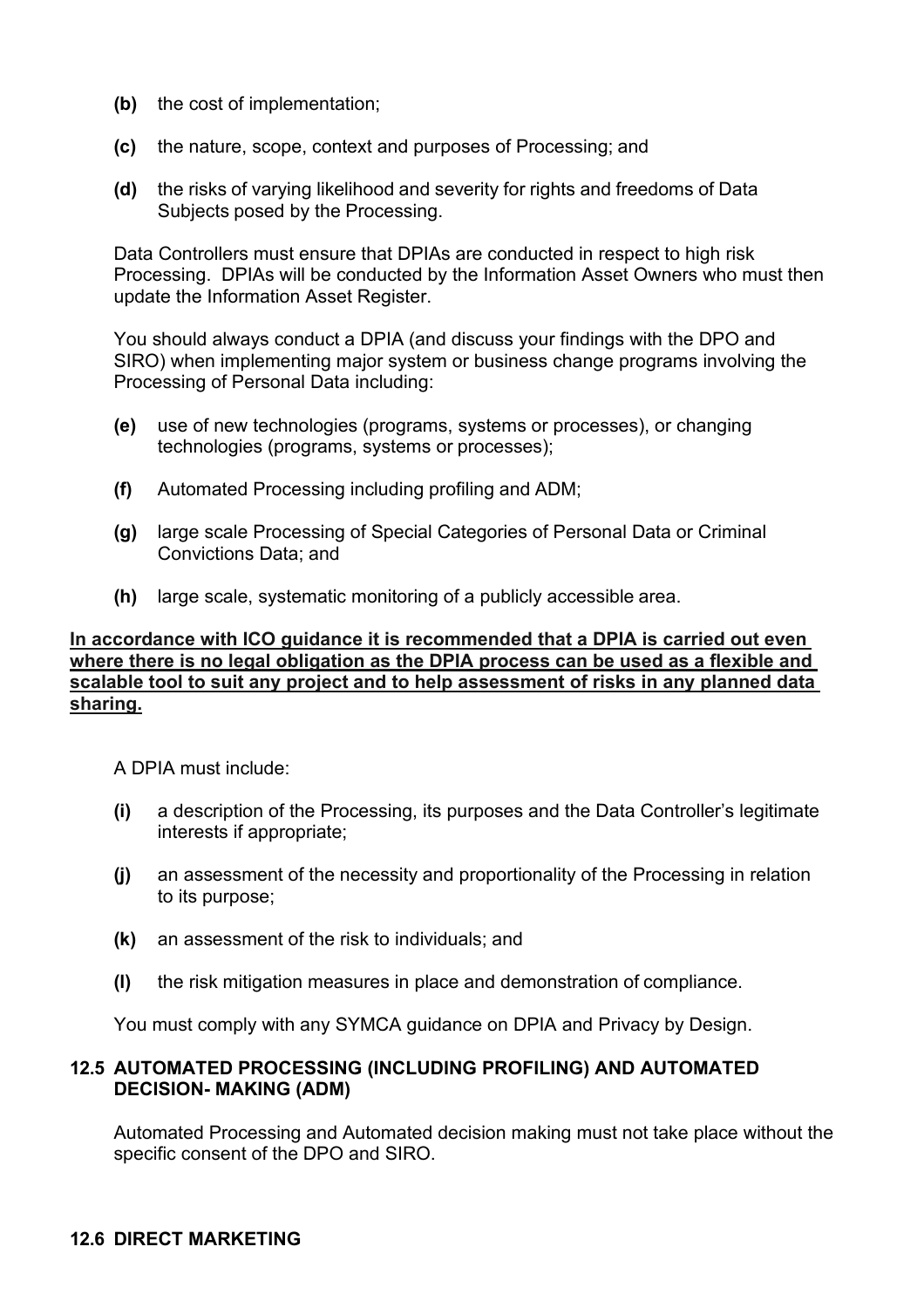**(b)** the cost of implementation;

**(c)** the nature, scope, context and purposes of Processing; and

**(d)** the risks of varying likelihood and severity for rights and freedoms of Data Subjects posed by the Processing.

Data Controllers must ensure that DPIAs are conducted in respect to high risk Processing. DPIAs will be conducted by the Information Asset Owners who must then update the Information Asset Register.

You should always conduct a DPIA (and discuss your findings with the DPO and SIRO) when implementing major system or business change programs involving the Processing of Personal Data including:

**(e)** use of new technologies (programs, systems or processes), or changing technologies (programs, systems or processes);

**(f)** Automated Processing including profiling and ADM;

**(g)** large scale Processing of Special Categories of Personal Data or Criminal Convictions Data; and

**(h)** large scale, systematic monitoring of a publicly accessible area.

**<u>In accordance with ICO guidance it is recommended that a DPIA is carried out even where there is no legal obligation as the DPIA process can be used as a flexible and scalable tool to suit any project and to help assessment of risks in any planned data sharing.</u>**

A DPIA must include:

**(i)** a description of the Processing, its purposes and the Data Controller's legitimate interests if appropriate;

**(j)** an assessment of the necessity and proportionality of the Processing in relation to its purpose;

**(k)** an assessment of the risk to individuals; and

**(l)** the risk mitigation measures in place and demonstration of compliance.

You must comply with any SYMCA guidance on DPIA and Privacy by Design.

### 12.5 AUTOMATED PROCESSING (INCLUDING PROFILING) AND AUTOMATED DECISION- MAKING (ADM)

Automated Processing and Automated decision making must not take place without the specific consent of the DPO and SIRO.

### 12.6 DIRECT MARKETING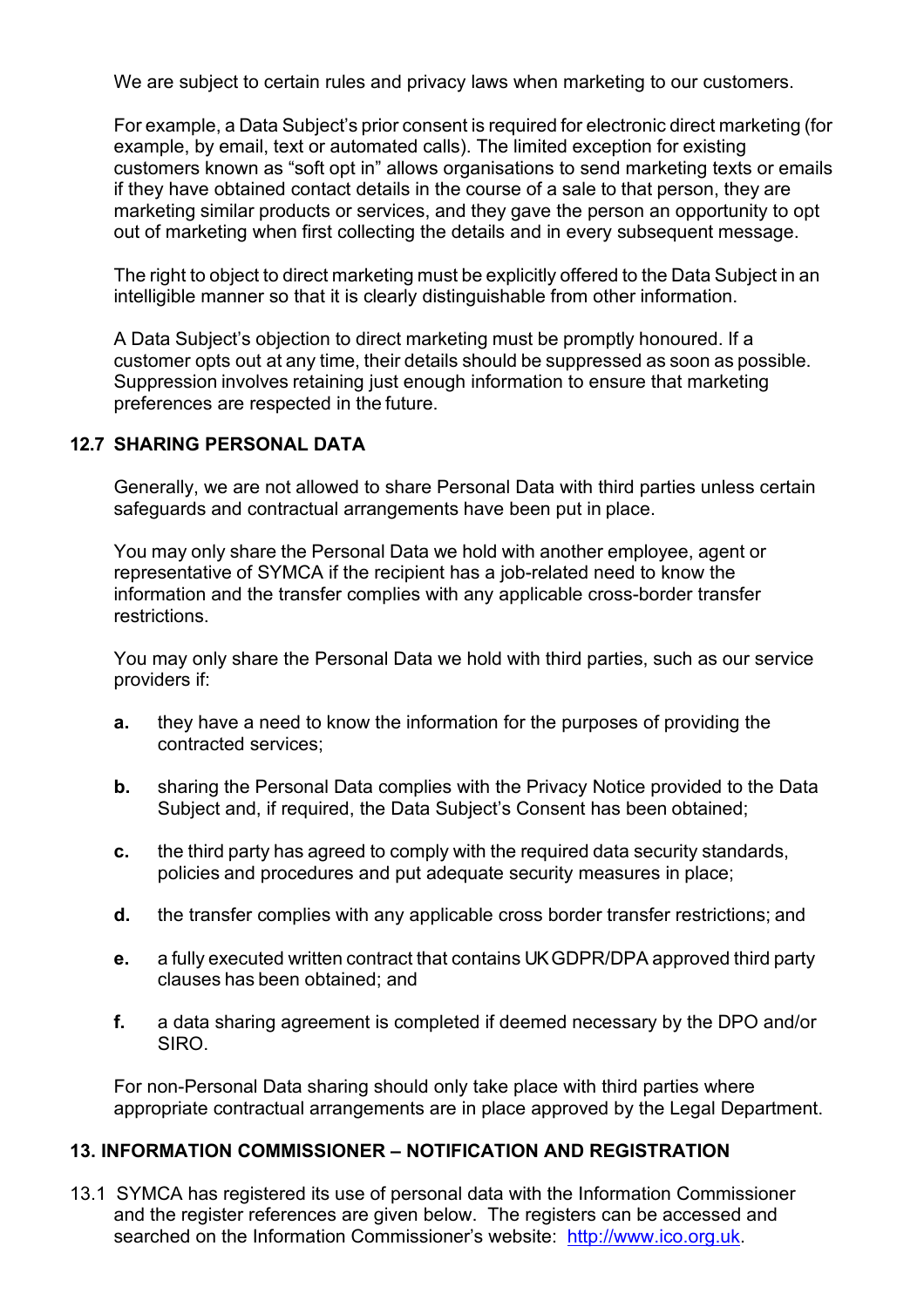We are subject to certain rules and privacy laws when marketing to our customers.

For example, a Data Subject's prior consent is required for electronic direct marketing (for example, by email, text or automated calls). The limited exception for existing customers known as "soft opt in" allows organisations to send marketing texts or emails if they have obtained contact details in the course of a sale to that person, they are marketing similar products or services, and they gave the person an opportunity to opt out of marketing when first collecting the details and in every subsequent message.

The right to object to direct marketing must be explicitly offered to the Data Subject in an intelligible manner so that it is clearly distinguishable from other information.

A Data Subject's objection to direct marketing must be promptly honoured. If a customer opts out at any time, their details should be suppressed as soon as possible. Suppression involves retaining just enough information to ensure that marketing preferences are respected in the future.

### 12.7 SHARING PERSONAL DATA

Generally, we are not allowed to share Personal Data with third parties unless certain safeguards and contractual arrangements have been put in place.

You may only share the Personal Data we hold with another employee, agent or representative of SYMCA if the recipient has a job-related need to know the information and the transfer complies with any applicable cross-border transfer restrictions.

You may only share the Personal Data we hold with third parties, such as our service providers if:

- **a.** they have a need to know the information for the purposes of providing the contracted services;
- **b.** sharing the Personal Data complies with the Privacy Notice provided to the Data Subject and, if required, the Data Subject's Consent has been obtained;
- **c.** the third party has agreed to comply with the required data security standards, policies and procedures and put adequate security measures in place;
- **d.** the transfer complies with any applicable cross border transfer restrictions; and
- **e.** a fully executed written contract that contains UK GDPR/DPA approved third party clauses has been obtained; and
- **f.** a data sharing agreement is completed if deemed necessary by the DPO and/or SIRO.

For non-Personal Data sharing should only take place with third parties where appropriate contractual arrangements are in place approved by the Legal Department.

## 13. INFORMATION COMMISSIONER – NOTIFICATION AND REGISTRATION

13.1 SYMCA has registered its use of personal data with the Information Commissioner and the register references are given below. The registers can be accessed and searched on the Information Commissioner's website: [http://www.ico.org.uk](http://www.ico.org.uk).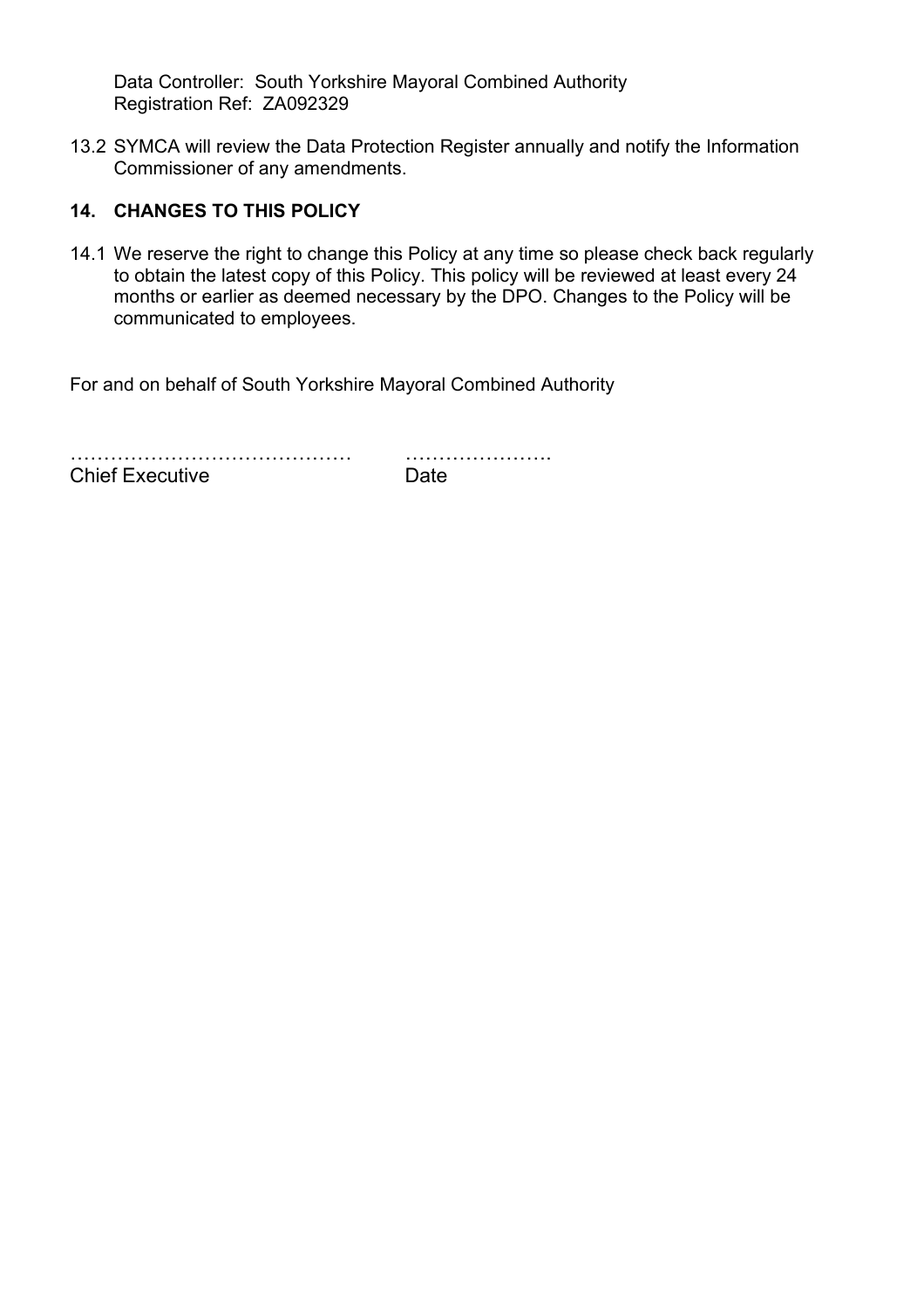Data Controller: South Yorkshire Mayoral Combined Authority
Registration Ref: ZA092329

13.2 SYMCA will review the Data Protection Register annually and notify the Information Commissioner of any amendments.

## 14. CHANGES TO THIS POLICY

14.1 We reserve the right to change this Policy at any time so please check back regularly to obtain the latest copy of this Policy. This policy will be reviewed at least every 24 months or earlier as deemed necessary by the DPO. Changes to the Policy will be communicated to employees.

For and on behalf of South Yorkshire Mayoral Combined Authority

……………………………………  ………………….
Chief Executive  Date